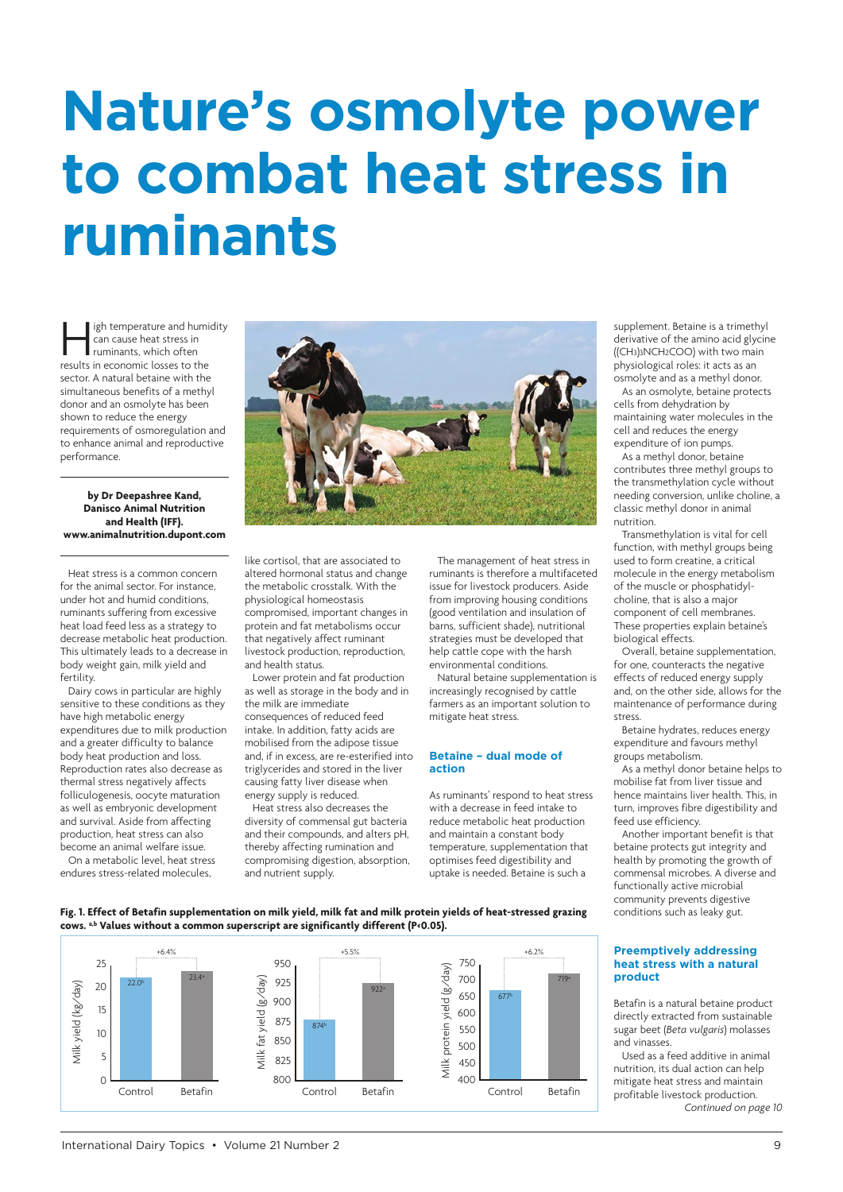# Nature's osmolyte power to combat heat stress in ruminants

High temperature and humidity can cause heat stress in ruminants, which often results in economic losses to the sector. A natural betaine with the simultaneous benefits of a methyl donor and an osmolyte has been shown to reduce the energy requirements of osmoregulation and to enhance animal and reproductive performance.

**by Dr Deepashree Kand, Danisco Animal Nutrition and Health (IFF). www.animalnutrition.dupont.com**

Heat stress is a common concern for the animal sector. For instance, under hot and humid conditions, ruminants suffering from excessive heat load feed less as a strategy to decrease metabolic heat production. This ultimately leads to a decrease in body weight gain, milk yield and fertility.

Dairy cows in particular are highly sensitive to these conditions as they have high metabolic energy expenditures due to milk production and a greater difficulty to balance body heat production and loss. Reproduction rates also decrease as thermal stress negatively affects folliculogenesis, oocyte maturation as well as embryonic development and survival. Aside from affecting production, heat stress can also become an animal welfare issue.

On a metabolic level, heat stress endures stress-related molecules, like cortisol, that are associated to altered hormonal status and change the metabolic crosstalk. With the physiological homeostasis compromised, important changes in protein and fat metabolisms occur that negatively affect ruminant livestock production, reproduction, and health status.

Lower protein and fat production as well as storage in the body and in the milk are immediate consequences of reduced feed intake. In addition, fatty acids are mobilised from the adipose tissue and, if in excess, are re-esterified into triglycerides and stored in the liver causing fatty liver disease when energy supply is reduced.

Heat stress also decreases the diversity of commensal gut bacteria and their compounds, and alters pH, thereby affecting rumination and compromising digestion, absorption, and nutrient supply.

The management of heat stress in ruminants is therefore a multifaceted issue for livestock producers. Aside from improving housing conditions (good ventilation and insulation of barns, sufficient shade), nutritional strategies must be developed that help cattle cope with the harsh environmental conditions.

Natural betaine supplementation is increasingly recognised by cattle farmers as an important solution to mitigate heat stress.

## Betaine – dual mode of action

As ruminants' respond to heat stress with a decrease in feed intake to reduce metabolic heat production and maintain a constant body temperature, supplementation that optimises feed digestibility and uptake is needed. Betaine is such a supplement. Betaine is a trimethyl derivative of the amino acid glycine ($(CH_3)_3NCH_2COO$) with two main physiological roles: it acts as an osmolyte and as a methyl donor.

As an osmolyte, betaine protects cells from dehydration by maintaining water molecules in the cell and reduces the energy expenditure of ion pumps.

As a methyl donor, betaine contributes three methyl groups to the transmethylation cycle without needing conversion, unlike choline, a classic methyl donor in animal nutrition.

Transmethylation is vital for cell function, with methyl groups being used to form creatine, a critical molecule in the energy metabolism of the muscle or phosphatidyl-choline, that is also a major component of cell membranes. These properties explain betaine's biological effects.

Overall, betaine supplementation, for one, counteracts the negative effects of reduced energy supply and, on the other side, allows for the maintenance of performance during stress.

Betaine hydrates, reduces energy expenditure and favours methyl groups metabolism.

As a methyl donor betaine helps to mobilise fat from liver tissue and hence maintains liver health. This, in turn, improves fibre digestibility and feed use efficiency.

Another important benefit is that betaine protects gut integrity and health by promoting the growth of commensal microbes. A diverse and functionally active microbial community prevents digestive conditions such as leaky gut.

**Fig. 1. Effect of Betafin supplementation on milk yield, milk fat and milk protein yields of heat-stressed grazing cows. [a,b] Values without a common superscript are significantly different ($P<0.05$).**

| | Control | Betafin | Difference |
|---|---|---|---|
| Milk yield (kg/day) | 22.0[b] | 23.4[a] | +6.4% |
| Milk fat yield (g/day) | 874[b] | 922[a] | +5.5% |
| Milk protein yield (g/day) | 677[b] | 719[a] | +6.2% |

## Preemptively addressing heat stress with a natural product

Betafin is a natural betaine product directly extracted from sustainable sugar beet (*Beta vulgaris*) molasses and vinasses.

Used as a feed additive in animal nutrition, its dual action can help mitigate heat stress and maintain profitable livestock production.

*Continued on page 10*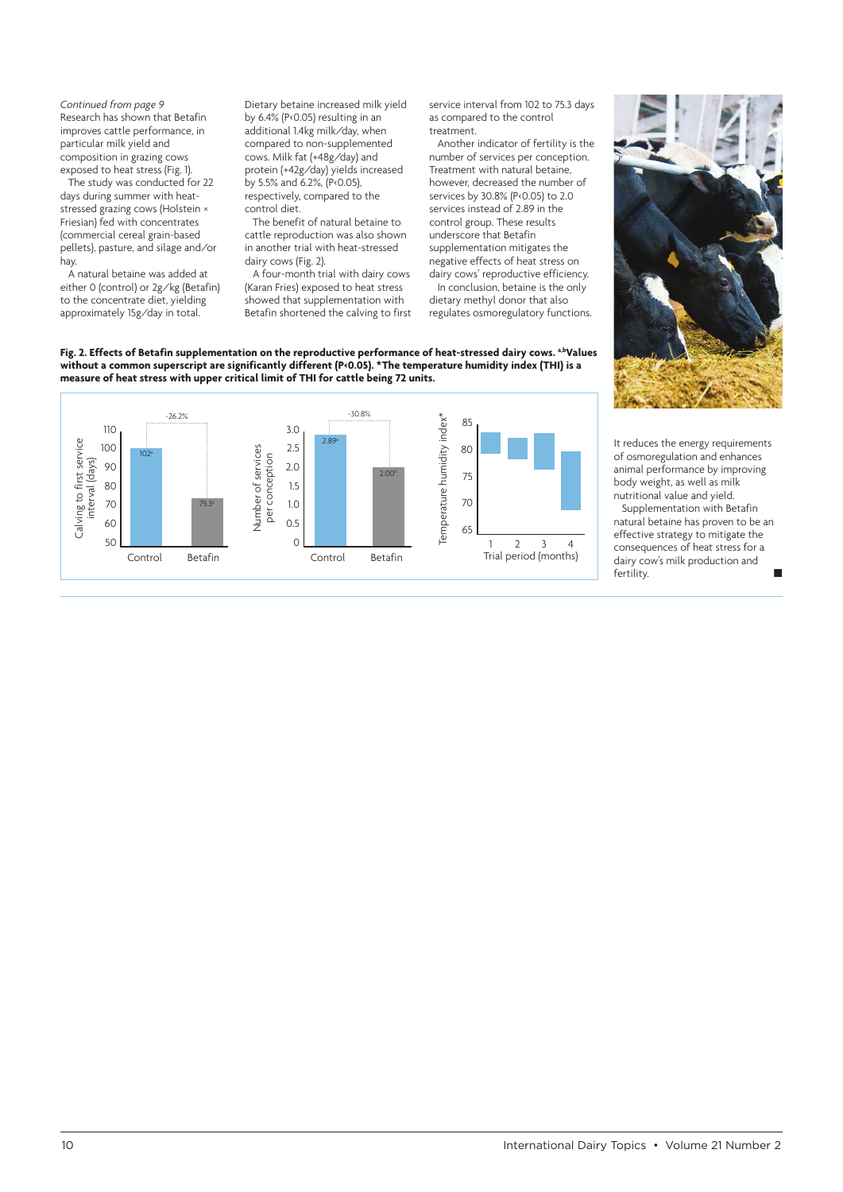*Continued from page 9*

Research has shown that Betafin improves cattle performance, in particular milk yield and composition in grazing cows exposed to heat stress (Fig. 1).

The study was conducted for 22 days during summer with heat-stressed grazing cows (Holstein × Friesian) fed with concentrates (commercial cereal grain-based pellets), pasture, and silage and/or hay.

A natural betaine was added at either 0 (control) or 2g/kg (Betafin) to the concentrate diet, yielding approximately 15g/day in total.

Dietary betaine increased milk yield by 6.4% ($P<0.05$) resulting in an additional 1.4kg milk/day, when compared to non-supplemented cows. Milk fat (+48g/day) and protein (+42g/day) yields increased by 5.5% and 6.2%, ($P<0.05$), respectively, compared to the control diet.

The benefit of natural betaine to cattle reproduction was also shown in another trial with heat-stressed dairy cows (Fig. 2).

A four-month trial with dairy cows (Karan Fries) exposed to heat stress showed that supplementation with Betafin shortened the calving to first service interval from 102 to 75.3 days as compared to the control treatment.

Another indicator of fertility is the number of services per conception. Treatment with natural betaine, however, decreased the number of services by 30.8% ($P<0.05$) to 2.0 services instead of 2.89 in the control group. These results underscore that Betafin supplementation mitigates the negative effects of heat stress on dairy cows' reproductive efficiency.

In conclusion, betaine is the only dietary methyl donor that also regulates osmoregulatory functions. It reduces the energy requirements of osmoregulation and enhances animal performance by improving body weight, as well as milk nutritional value and yield.

Supplementation with Betafin natural betaine has proven to be an effective strategy to mitigate the consequences of heat stress for a dairy cow's milk production and fertility. ■

**Fig. 2. Effects of Betafin supplementation on the reproductive performance of heat-stressed dairy cows. [a,b]Values without a common superscript are significantly different ($P<0.05$). *The temperature humidity index (THI) is a measure of heat stress with upper critical limit of THI for cattle being 72 units.**

Calving to first service interval (days)
110
100
90
80
70
60
50
-26.2%
102[a]
75.3[b]
Control
Betafin

Number of services per conception
3.0
2.5
2.0
1.5
1.0
0.5
0
-30.8%
2.89[a]
2.00[b]
Control
Betafin

Temperature humidity index*
85
80
75
70
65
1
2
3
4
Trial period (months)